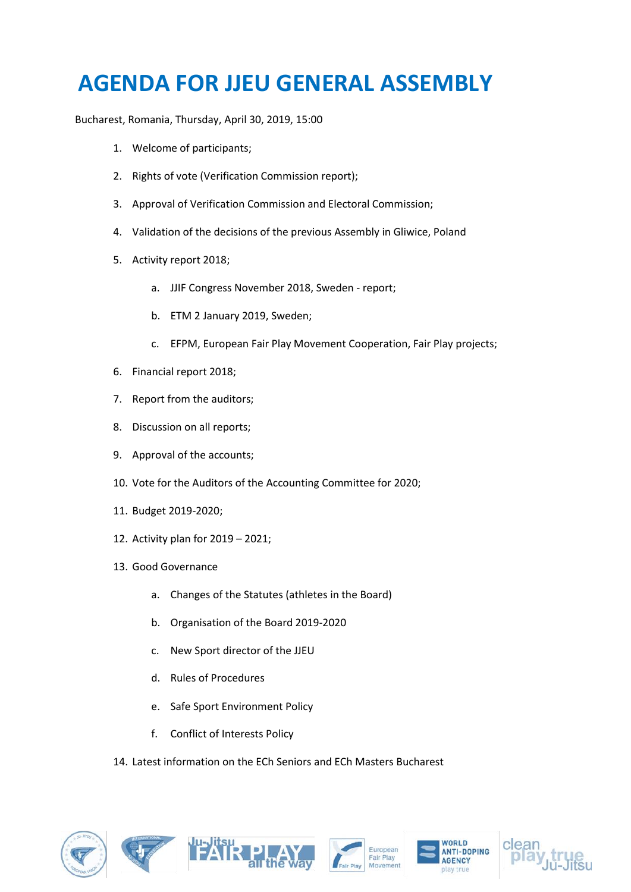# AGENDA FOR JJEU GENERAL ASSEMBLY

Bucharest, Romania, Thursday, April 30, 2019, 15:00

1. Welcome of participants;
2. Rights of vote (Verification Commission report);
3. Approval of Verification Commission and Electoral Commission;
4. Validation of the decisions of the previous Assembly in Gliwice, Poland
5. Activity report 2018;
   a. JJIF Congress November 2018, Sweden - report;
   b. ETM 2 January 2019, Sweden;
   c. EFPM, European Fair Play Movement Cooperation, Fair Play projects;
6. Financial report 2018;
7. Report from the auditors;
8. Discussion on all reports;
9. Approval of the accounts;
10. Vote for the Auditors of the Accounting Committee for 2020;
11. Budget 2019-2020;
12. Activity plan for 2019 – 2021;
13. Good Governance
    a. Changes of the Statutes (athletes in the Board)
    b. Organisation of the Board 2019-2020
    c. New Sport director of the JJEU
    d. Rules of Procedures
    e. Safe Sport Environment Policy
    f. Conflict of Interests Policy
14. Latest information on the ECh Seniors and ECh Masters Bucharest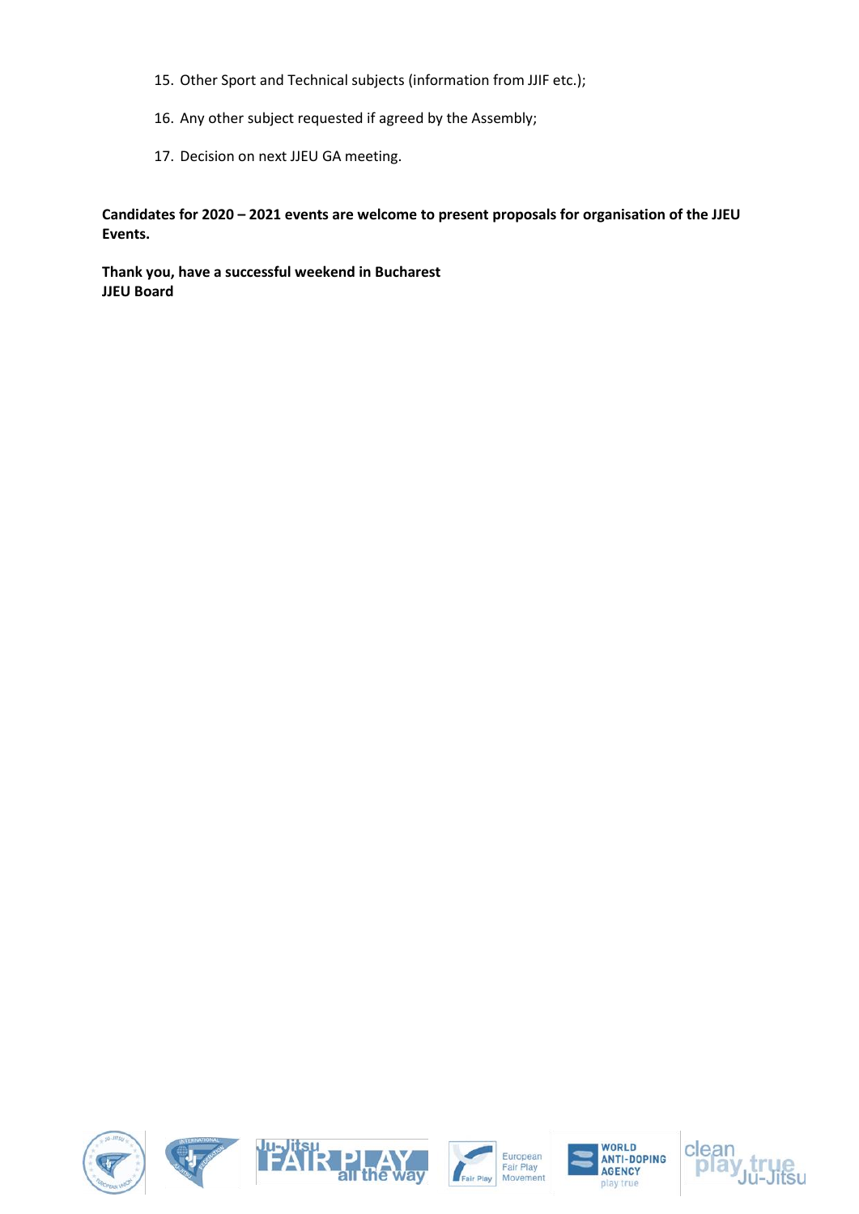15. Other Sport and Technical subjects (information from JJIF etc.);

16. Any other subject requested if agreed by the Assembly;

17. Decision on next JJEU GA meeting.

**Candidates for 2020 – 2021 events are welcome to present proposals for organisation of the JJEU Events.**

**Thank you, have a successful weekend in Bucharest**
**JJEU Board**